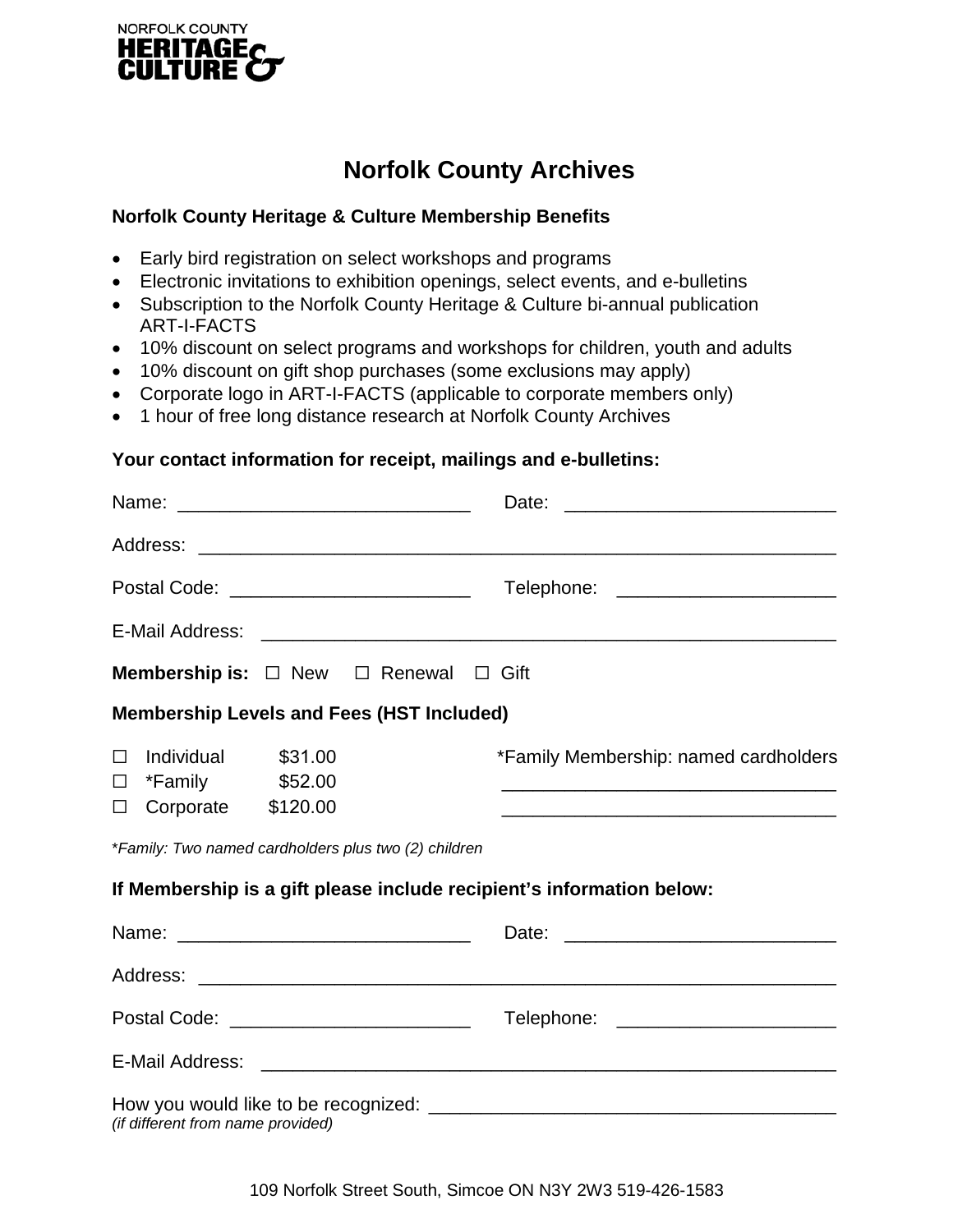NORFOLK COUNTY
**HERITAGE & CULTURE**

# Norfolk County Archives

**Norfolk County Heritage & Culture Membership Benefits**

- Early bird registration on select workshops and programs
- Electronic invitations to exhibition openings, select events, and e-bulletins
- Subscription to the Norfolk County Heritage & Culture bi-annual publication ART-I-FACTS
- 10% discount on select programs and workshops for children, youth and adults
- 10% discount on gift shop purchases (some exclusions may apply)
- Corporate logo in ART-I-FACTS (applicable to corporate members only)
- 1 hour of free long distance research at Norfolk County Archives

**Your contact information for receipt, mailings and e-bulletins:**

Name: ____________________________ Date: __________________________

Address: ______________________________________________________________

Postal Code: _______________________ Telephone: _____________________

E-Mail Address: ________________________________________________________

**Membership is:** ☐ New ☐ Renewal ☐ Gift

**Membership Levels and Fees (HST Included)**

☐ Individual $31.00
☐ *Family $52.00
☐ Corporate $120.00

*Family Membership: named cardholders
________________________________
________________________________

*\*Family: Two named cardholders plus two (2) children*

**If Membership is a gift please include recipient's information below:**

Name: ____________________________ Date: __________________________

Address: ______________________________________________________________

Postal Code: _______________________ Telephone: _____________________

E-Mail Address: ________________________________________________________

How you would like to be recognized: _______________________________________
*(if different from name provided)*

109 Norfolk Street South, Simcoe ON N3Y 2W3 519-426-1583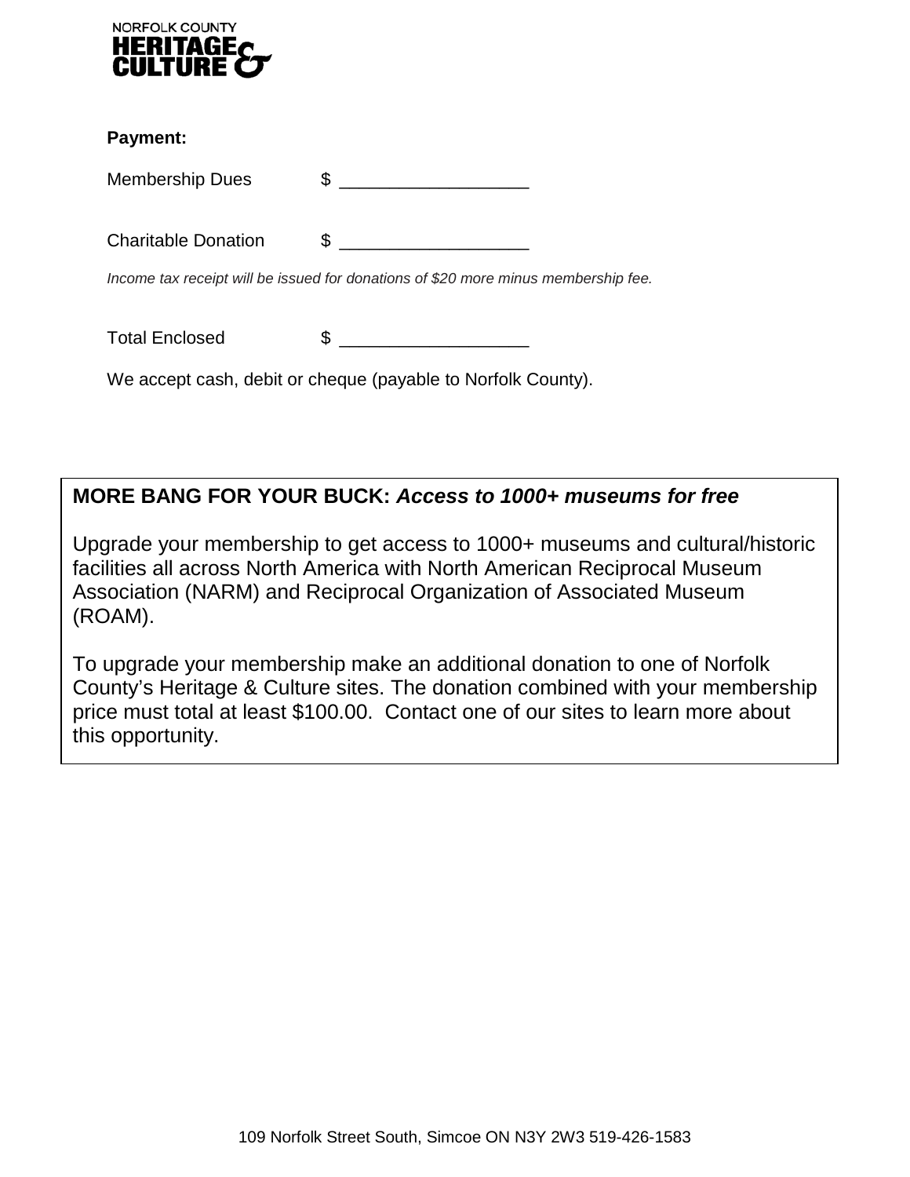NORFOLK COUNTY
HERITAGE & CULTURE

**Payment:**

Membership Dues $ ___________________

Charitable Donation $ ___________________

*Income tax receipt will be issued for donations of $20 more minus membership fee.*

Total Enclosed $ ___________________

We accept cash, debit or cheque (payable to Norfolk County).

**MORE BANG FOR YOUR BUCK:** ***Access to 1000+ museums for free***

Upgrade your membership to get access to 1000+ museums and cultural/historic facilities all across North America with North American Reciprocal Museum Association (NARM) and Reciprocal Organization of Associated Museum (ROAM).

To upgrade your membership make an additional donation to one of Norfolk County's Heritage & Culture sites. The donation combined with your membership price must total at least $100.00. Contact one of our sites to learn more about this opportunity.

109 Norfolk Street South, Simcoe ON N3Y 2W3 519-426-1583